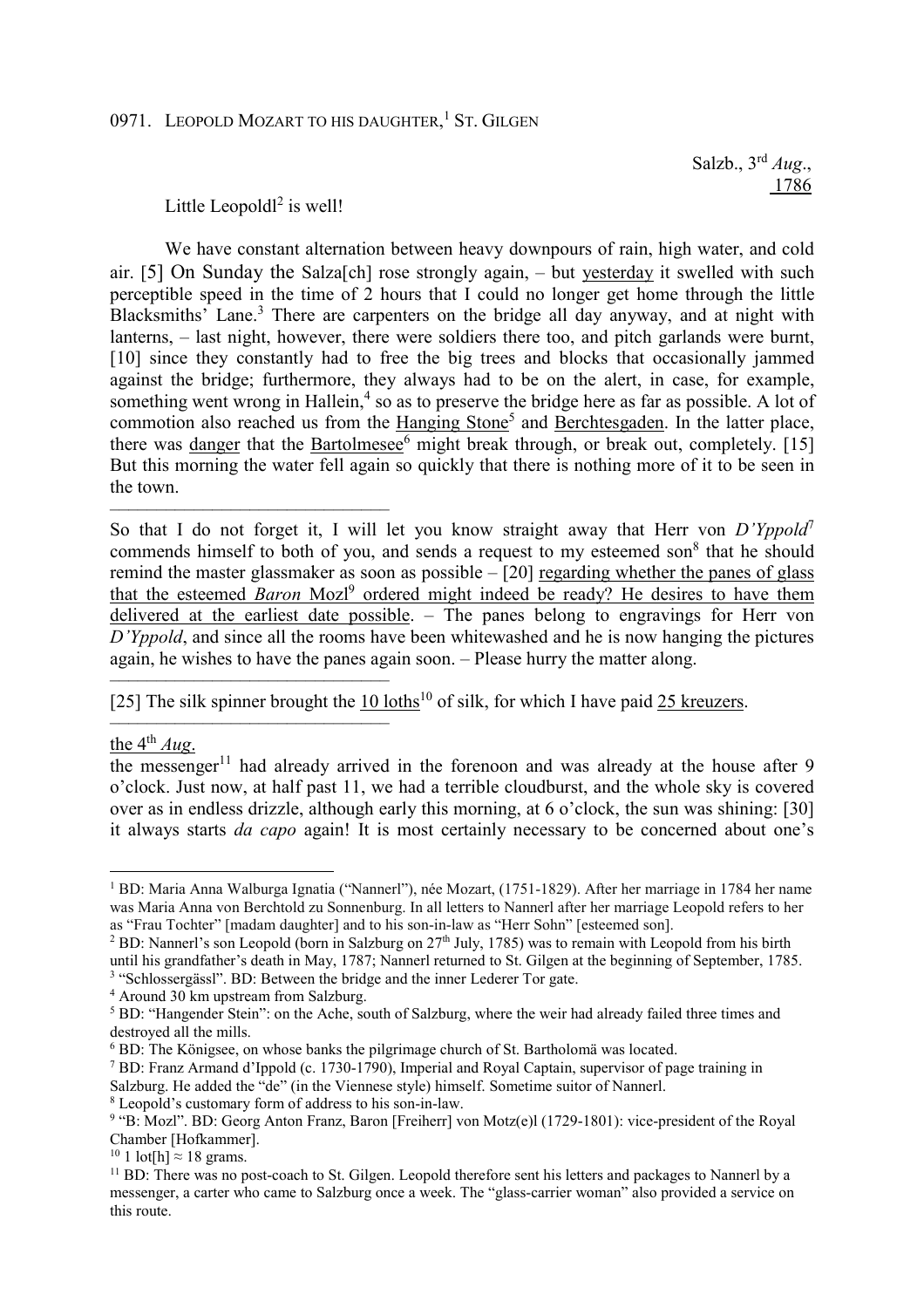0971. Leopold Mozart to his daughter,[1] St. Gilgen

Salzb., 3rd *Aug*., 1786

Little Leopoldl[2] is well!

We have constant alternation between heavy downpours of rain, high water, and cold air. [5] On Sunday the Salza[ch] rose strongly again, – but yesterday it swelled with such perceptible speed in the time of 2 hours that I could no longer get home through the little Blacksmiths' Lane.[3] There are carpenters on the bridge all day anyway, and at night with lanterns, – last night, however, there were soldiers there too, and pitch garlands were burnt, [10] since they constantly had to free the big trees and blocks that occasionally jammed against the bridge; furthermore, they always had to be on the alert, in case, for example, something went wrong in Hallein,[4] so as to preserve the bridge here as far as possible. A lot of commotion also reached us from the Hanging Stone[5] and Berchtesgaden. In the latter place, there was danger that the Bartolmesee[6] might break through, or break out, completely. [15] But this morning the water fell again so quickly that there is nothing more of it to be seen in the town.

---

So that I do not forget it, I will let you know straight away that Herr von *D'Yppold*[7] commends himself to both of you, and sends a request to my esteemed son[8] that he should remind the master glassmaker as soon as possible – [20] regarding whether the panes of glass that the esteemed *Baron* Mozl[9] ordered might indeed be ready? He desires to have them delivered at the earliest date possible. – The panes belong to engravings for Herr von *D'Yppold*, and since all the rooms have been whitewashed and he is now hanging the pictures again, he wishes to have the panes again soon. – Please hurry the matter along.

---

[25] The silk spinner brought the 10 loths[10] of silk, for which I have paid 25 kreuzers.

---

the 4th *Aug*.

the messenger[11] had already arrived in the forenoon and was already at the house after 9 o'clock. Just now, at half past 11, we had a terrible cloudburst, and the whole sky is covered over as in endless drizzle, although early this morning, at 6 o'clock, the sun was shining: [30] it always starts *da capo* again! It is most certainly necessary to be concerned about one's

---

[1] BD: Maria Anna Walburga Ignatia ("Nannerl"), née Mozart, (1751-1829). After her marriage in 1784 her name was Maria Anna von Berchtold zu Sonnenburg. In all letters to Nannerl after her marriage Leopold refers to her as "Frau Tochter" [madam daughter] and to his son-in-law as "Herr Sohn" [esteemed son].

[2] BD: Nannerl's son Leopold (born in Salzburg on 27th July, 1785) was to remain with Leopold from his birth until his grandfather's death in May, 1787; Nannerl returned to St. Gilgen at the beginning of September, 1785.

[3] "Schlossergässl". BD: Between the bridge and the inner Lederer Tor gate.

[4] Around 30 km upstream from Salzburg.

[5] BD: "Hangender Stein": on the Ache, south of Salzburg, where the weir had already failed three times and destroyed all the mills.

[6] BD: The Königsee, on whose banks the pilgrimage church of St. Bartholomä was located.

[7] BD: Franz Armand d'Ippold (c. 1730-1790), Imperial and Royal Captain, supervisor of page training in Salzburg. He added the "de" (in the Viennese style) himself. Sometime suitor of Nannerl.

[8] Leopold's customary form of address to his son-in-law.

[9] "B: Mozl". BD: Georg Anton Franz, Baron [Freiherr] von Motz(e)l (1729-1801): vice-president of the Royal Chamber [Hofkammer].

[10] 1 lot[h] ≈ 18 grams.

[11] BD: There was no post-coach to St. Gilgen. Leopold therefore sent his letters and packages to Nannerl by a messenger, a carter who came to Salzburg once a week. The "glass-carrier woman" also provided a service on this route.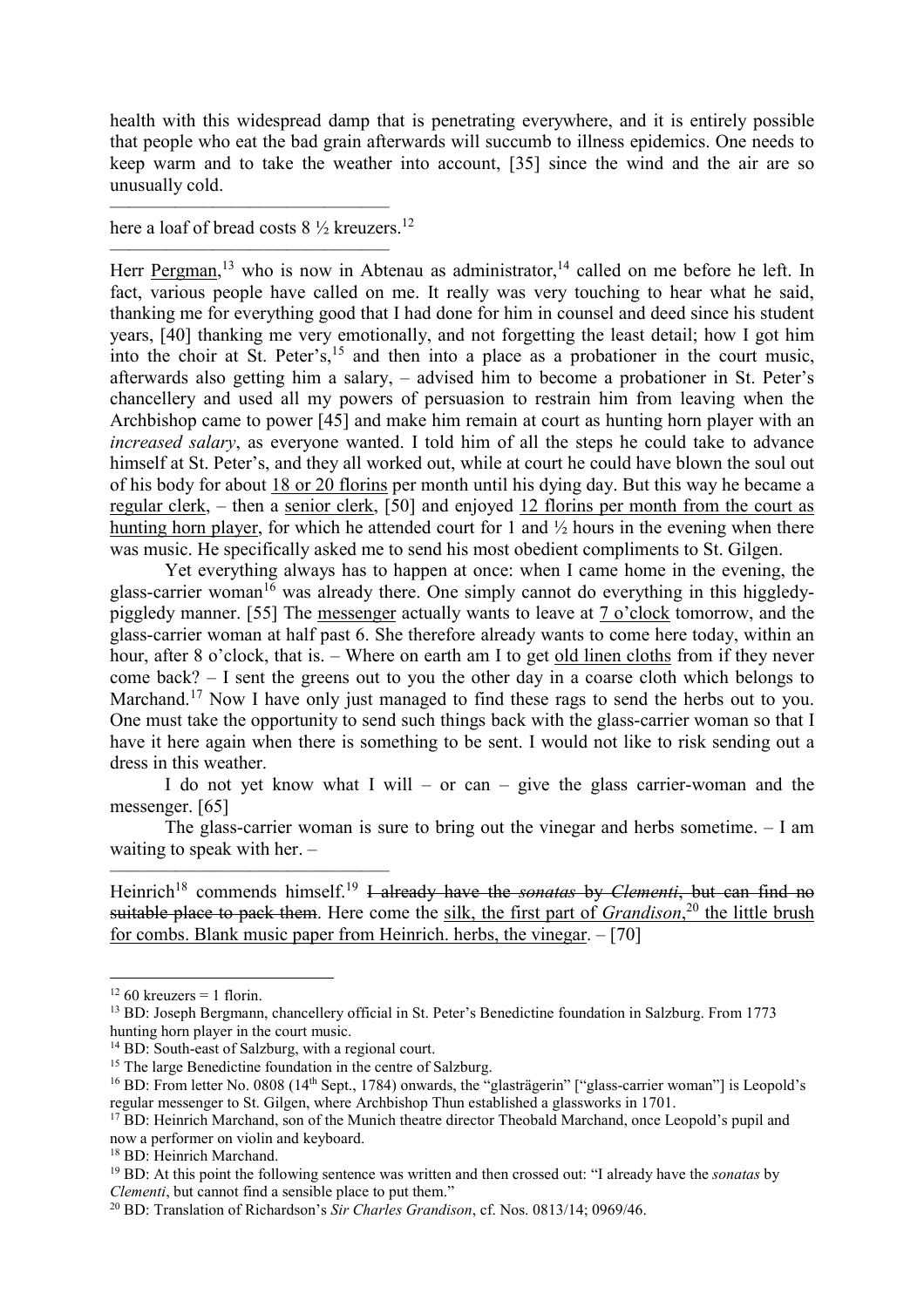health with this widespread damp that is penetrating everywhere, and it is entirely possible that people who eat the bad grain afterwards will succumb to illness epidemics. One needs to keep warm and to take the weather into account, [35] since the wind and the air are so unusually cold.

———————————————

here a loaf of bread costs 8 ½ kreuzers.[12]

———————————————

Herr Pergman,[13] who is now in Abtenau as administrator,[14] called on me before he left. In fact, various people have called on me. It really was very touching to hear what he said, thanking me for everything good that I had done for him in counsel and deed since his student years, [40] thanking me very emotionally, and not forgetting the least detail; how I got him into the choir at St. Peter's,[15] and then into a place as a probationer in the court music, afterwards also getting him a salary, – advised him to become a probationer in St. Peter's chancellery and used all my powers of persuasion to restrain him from leaving when the Archbishop came to power [45] and make him remain at court as hunting horn player with an *increased salary*, as everyone wanted. I told him of all the steps he could take to advance himself at St. Peter's, and they all worked out, while at court he could have blown the soul out of his body for about 18 or 20 florins per month until his dying day. But this way he became a regular clerk, – then a senior clerk, [50] and enjoyed 12 florins per month from the court as hunting horn player, for which he attended court for 1 and ½ hours in the evening when there was music. He specifically asked me to send his most obedient compliments to St. Gilgen.

Yet everything always has to happen at once: when I came home in the evening, the glass-carrier woman[16] was already there. One simply cannot do everything in this higgledy-piggledy manner. [55] The messenger actually wants to leave at 7 o'clock tomorrow, and the glass-carrier woman at half past 6. She therefore already wants to come here today, within an hour, after 8 o'clock, that is. – Where on earth am I to get old linen cloths from if they never come back? – I sent the greens out to you the other day in a coarse cloth which belongs to Marchand.[17] Now I have only just managed to find these rags to send the herbs out to you. One must take the opportunity to send such things back with the glass-carrier woman so that I have it here again when there is something to be sent. I would not like to risk sending out a dress in this weather.

I do not yet know what I will – or can – give the glass carrier-woman and the messenger. [65]

The glass-carrier woman is sure to bring out the vinegar and herbs sometime. – I am waiting to speak with her. –

———————————————

Heinrich[18] commends himself.[19] ~~I already have the *sonatas* by *Clementi*, but can find no suitable place to pack them~~. Here come the silk, the first part of *Grandison*,[20] the little brush for combs. Blank music paper from Heinrich. herbs, the vinegar. – [70]

---

[12] 60 kreuzers = 1 florin.

[13] BD: Joseph Bergmann, chancellery official in St. Peter's Benedictine foundation in Salzburg. From 1773 hunting horn player in the court music.

[14] BD: South-east of Salzburg, with a regional court.

[15] The large Benedictine foundation in the centre of Salzburg.

[16] BD: From letter No. 0808 (14th Sept., 1784) onwards, the "glasträgerin" ["glass-carrier woman"] is Leopold's regular messenger to St. Gilgen, where Archbishop Thun established a glassworks in 1701.

[17] BD: Heinrich Marchand, son of the Munich theatre director Theobald Marchand, once Leopold's pupil and now a performer on violin and keyboard.

[18] BD: Heinrich Marchand.

[19] BD: At this point the following sentence was written and then crossed out: "I already have the *sonatas* by *Clementi*, but cannot find a sensible place to put them."

[20] BD: Translation of Richardson's *Sir Charles Grandison*, cf. Nos. 0813/14; 0969/46.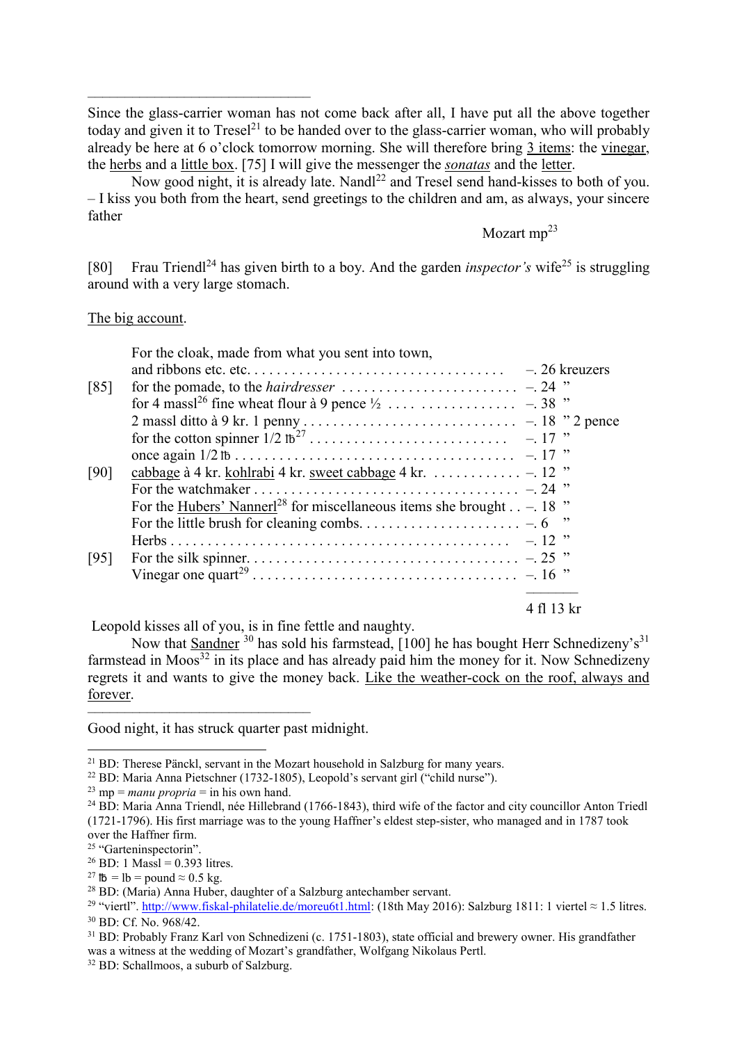———————————————

Since the glass-carrier woman has not come back after all, I have put all the above together today and given it to Tresel[21] to be handed over to the glass-carrier woman, who will probably already be here at 6 o'clock tomorrow morning. She will therefore bring 3 items: the vinegar, the herbs and a little box. [75] I will give the messenger the *sonatas* and the letter.

Now good night, it is already late. Nandl[22] and Tresel send hand-kisses to both of you. – I kiss you both from the heart, send greetings to the children and am, as always, your sincere father

Mozart mp[23]

[80] Frau Triendl[24] has given birth to a boy. And the garden *inspector's* wife[25] is struggling around with a very large stomach.

The big account.

| | | |
|---|---|---|
| | For the cloak, made from what you sent into town, and ribbons etc. etc. | –. 26 kreuzers |
| [85] | for the pomade, to the *hairdresser* | –. 24 " |
| | for 4 massl[26] fine wheat flour à 9 pence ½ | –. 38 " |
| | 2 massl ditto à 9 kr. 1 penny | –. 18 " 2 pence |
| | for the cotton spinner 1/2 ℔[27] | –. 17 " |
| | once again 1/2 ℔ | –. 17 " |
| [90] | cabbage à 4 kr. kohlrabi 4 kr. sweet cabbage 4 kr. | –. 12 " |
| | For the watchmaker | –. 24 " |
| | For the Hubers' Nannerl[28] for miscellaneous items she brought | –. 18 " |
| | For the little brush for cleaning combs | –. 6 " |
| | Herbs | –. 12 " |
| [95] | For the silk spinner | –. 25 " |
| | Vinegar one quart[29] | –. 16 " |
| | | 4 fl 13 kr |

Leopold kisses all of you, is in fine fettle and naughty.

Now that Sandner [30] has sold his farmstead, [100] he has bought Herr Schnedizeny's[31] farmstead in Moos[32] in its place and has already paid him the money for it. Now Schnedizeny regrets it and wants to give the money back. Like the weather-cock on the roof, always and forever.

———————————————

Good night, it has struck quarter past midnight.

---

[21] BD: Therese Pänckl, servant in the Mozart household in Salzburg for many years.

[22] BD: Maria Anna Pietschner (1732-1805), Leopold's servant girl ("child nurse").

[23] mp = *manu propria* = in his own hand.

[24] BD: Maria Anna Triendl, née Hillebrand (1766-1843), third wife of the factor and city councillor Anton Triedl (1721-1796). His first marriage was to the young Haffner's eldest step-sister, who managed and in 1787 took over the Haffner firm.

[25] "Garteninspectorin".

[26] BD: 1 Massl = 0.393 litres.

[27] ℔ = lb = pound ≈ 0.5 kg.

[28] BD: (Maria) Anna Huber, daughter of a Salzburg antechamber servant.

[29] "viertl". http://www.fiskal-philatelie.de/moreu6t1.html: (18th May 2016): Salzburg 1811: 1 viertel ≈ 1.5 litres.

[30] BD: Cf. No. 968/42.

[31] BD: Probably Franz Karl von Schnedizeni (c. 1751-1803), state official and brewery owner. His grandfather was a witness at the wedding of Mozart's grandfather, Wolfgang Nikolaus Pertl.

[32] BD: Schallmoos, a suburb of Salzburg.